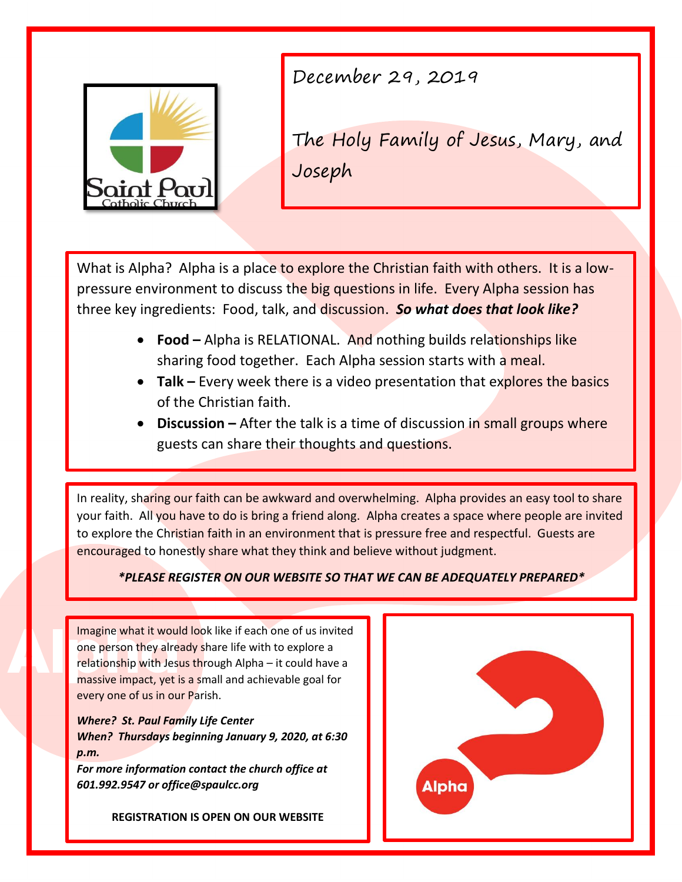December 29, 2019

The Holy Family of Jesus, Mary, and Joseph

What is Alpha? Alpha is a place to explore the Christian faith with others. It is a low-pressure environment to discuss the big questions in life. Every Alpha session has three key ingredients: Food, talk, and discussion. ***So what does that look like?***

- **Food –** Alpha is RELATIONAL. And nothing builds relationships like sharing food together. Each Alpha session starts with a meal.
- **Talk –** Every week there is a video presentation that explores the basics of the Christian faith.
- **Discussion –** After the talk is a time of discussion in small groups where guests can share their thoughts and questions.

In reality, sharing our faith can be awkward and overwhelming. Alpha provides an easy tool to share your faith. All you have to do is bring a friend along. Alpha creates a space where people are invited to explore the Christian faith in an environment that is pressure free and respectful. Guests are encouraged to honestly share what they think and believe without judgment.

***PLEASE REGISTER ON OUR WEBSITE SO THAT WE CAN BE ADEQUATELY PREPARED***

Imagine what it would look like if each one of us invited one person they already share life with to explore a relationship with Jesus through Alpha – it could have a massive impact, yet is a small and achievable goal for every one of us in our Parish.

***Where? St. Paul Family Life Center***
***When? Thursdays beginning January 9, 2020, at 6:30 p.m.***
***For more information contact the church office at 601.992.9547 or office@spaulcc.org***

**REGISTRATION IS OPEN ON OUR WEBSITE**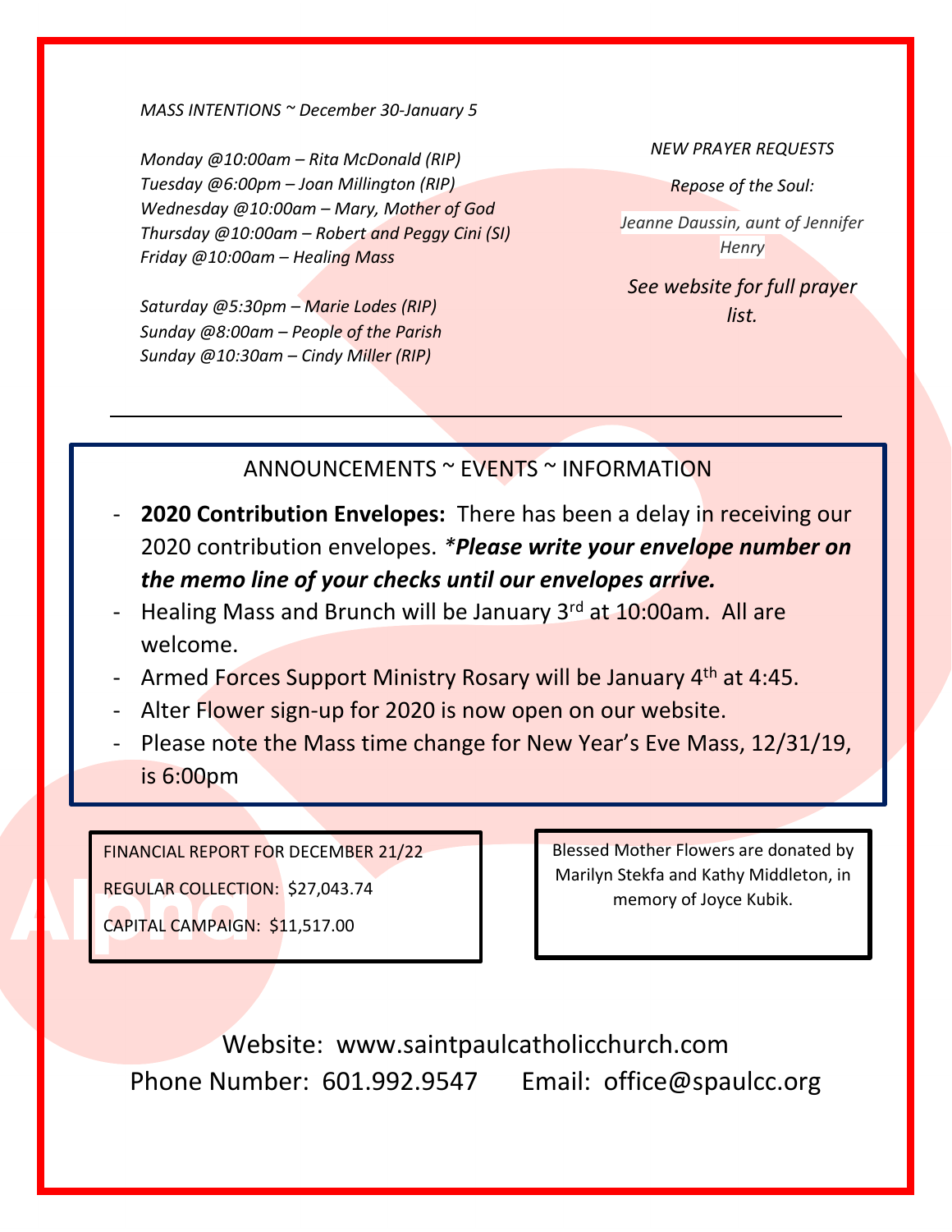*MASS INTENTIONS ~ December 30-January 5*

*Monday @10:00am – Rita McDonald (RIP)*
*Tuesday @6:00pm – Joan Millington (RIP)*
*Wednesday @10:00am – Mary, Mother of God*
*Thursday @10:00am – Robert and Peggy Cini (SI)*
*Friday @10:00am – Healing Mass*

*Saturday @5:30pm – Marie Lodes (RIP)*
*Sunday @8:00am – People of the Parish*
*Sunday @10:30am – Cindy Miller (RIP)*

*NEW PRAYER REQUESTS*

*Repose of the Soul:*

*Jeanne Daussin, aunt of Jennifer Henry*

*See website for full prayer list.*

---

ANNOUNCEMENTS ~ EVENTS ~ INFORMATION

- **2020 Contribution Envelopes:** There has been a delay in receiving our 2020 contribution envelopes. **\*_Please write your envelope number on the memo line of your checks until our envelopes arrive._**
- Healing Mass and Brunch will be January 3rd at 10:00am. All are welcome.
- Armed Forces Support Ministry Rosary will be January 4th at 4:45.
- Alter Flower sign-up for 2020 is now open on our website.
- Please note the Mass time change for New Year's Eve Mass, 12/31/19, is 6:00pm

FINANCIAL REPORT FOR DECEMBER 21/22

REGULAR COLLECTION: $27,043.74

CAPITAL CAMPAIGN: $11,517.00

Blessed Mother Flowers are donated by Marilyn Stekfa and Kathy Middleton, in memory of Joyce Kubik.

Website: www.saintpaulcatholicchurch.com
Phone Number: 601.992.9547 Email: office@spaulcc.org